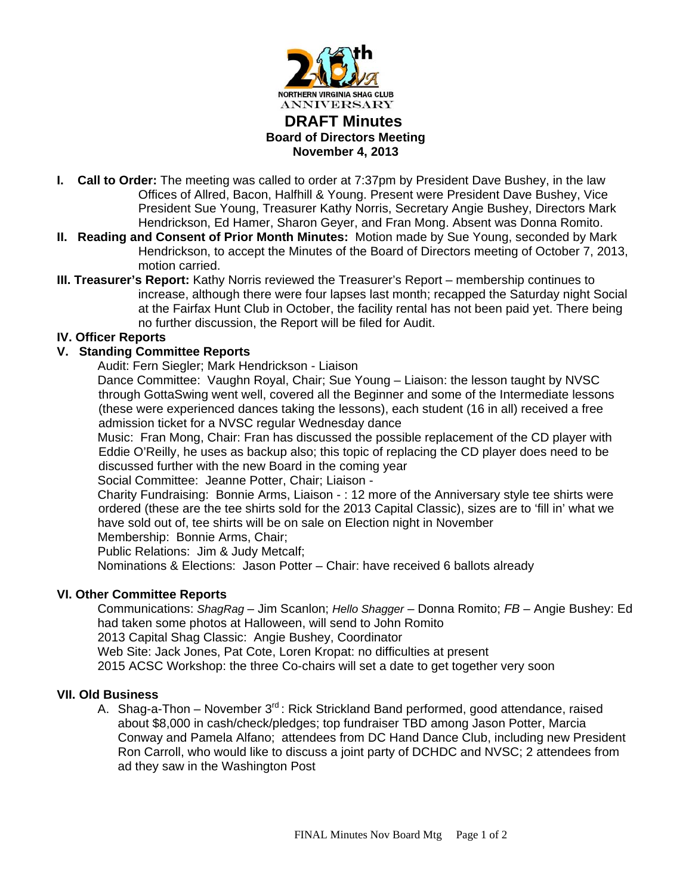NORTHERN VIRGINIA SHAG CLUB ANNIVERSARY

# DRAFT Minutes

## Board of Directors Meeting
## November 4, 2013

**I. Call to Order:** The meeting was called to order at 7:37pm by President Dave Bushey, in the law Offices of Allred, Bacon, Halfhill & Young. Present were President Dave Bushey, Vice President Sue Young, Treasurer Kathy Norris, Secretary Angie Bushey, Directors Mark Hendrickson, Ed Hamer, Sharon Geyer, and Fran Mong. Absent was Donna Romito.

**II. Reading and Consent of Prior Month Minutes:** Motion made by Sue Young, seconded by Mark Hendrickson, to accept the Minutes of the Board of Directors meeting of October 7, 2013, motion carried.

**III. Treasurer's Report:** Kathy Norris reviewed the Treasurer's Report – membership continues to increase, although there were four lapses last month; recapped the Saturday night Social at the Fairfax Hunt Club in October, the facility rental has not been paid yet. There being no further discussion, the Report will be filed for Audit.

**IV. Officer Reports**

**V. Standing Committee Reports**

Audit: Fern Siegler; Mark Hendrickson - Liaison

Dance Committee: Vaughn Royal, Chair; Sue Young – Liaison: the lesson taught by NVSC through GottaSwing went well, covered all the Beginner and some of the Intermediate lessons (these were experienced dances taking the lessons), each student (16 in all) received a free admission ticket for a NVSC regular Wednesday dance

Music: Fran Mong, Chair: Fran has discussed the possible replacement of the CD player with Eddie O'Reilly, he uses as backup also; this topic of replacing the CD player does need to be discussed further with the new Board in the coming year

Social Committee: Jeanne Potter, Chair; Liaison -

Charity Fundraising: Bonnie Arms, Liaison - : 12 more of the Anniversary style tee shirts were ordered (these are the tee shirts sold for the 2013 Capital Classic), sizes are to 'fill in' what we have sold out of, tee shirts will be on sale on Election night in November

Membership: Bonnie Arms, Chair;

Public Relations: Jim & Judy Metcalf;

Nominations & Elections: Jason Potter – Chair: have received 6 ballots already

**VI. Other Committee Reports**

Communications: *ShagRag* – Jim Scanlon; *Hello Shagger* – Donna Romito; *FB* – Angie Bushey: Ed had taken some photos at Halloween, will send to John Romito

2013 Capital Shag Classic: Angie Bushey, Coordinator

Web Site: Jack Jones, Pat Cote, Loren Kropat: no difficulties at present

2015 ACSC Workshop: the three Co-chairs will set a date to get together very soon

**VII. Old Business**

A. Shag-a-Thon – November 3rd : Rick Strickland Band performed, good attendance, raised about $8,000 in cash/check/pledges; top fundraiser TBD among Jason Potter, Marcia Conway and Pamela Alfano; attendees from DC Hand Dance Club, including new President Ron Carroll, who would like to discuss a joint party of DCHDC and NVSC; 2 attendees from ad they saw in the Washington Post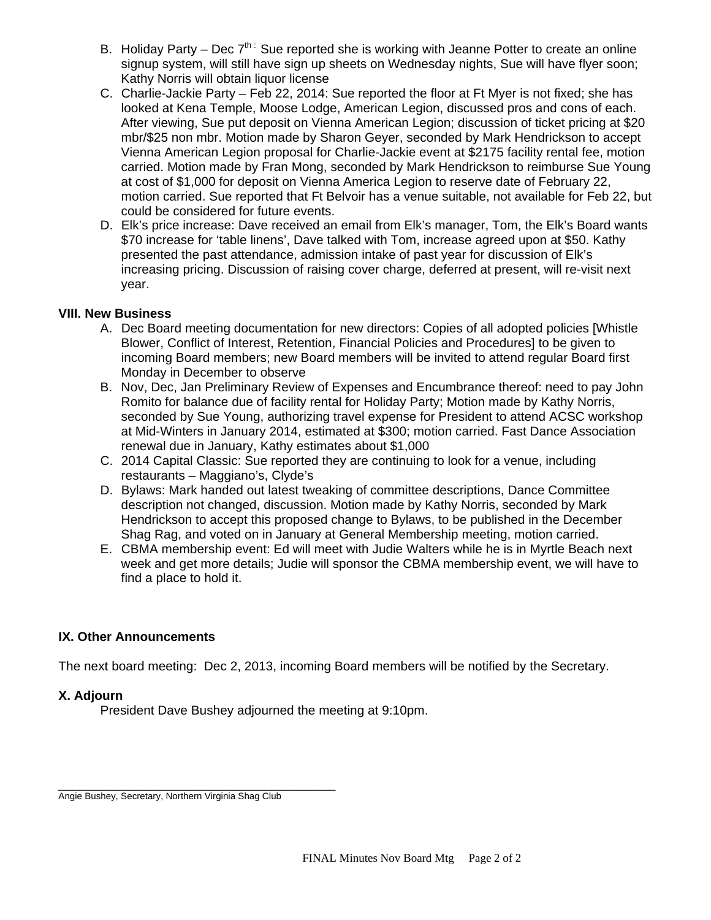B. Holiday Party – Dec 7th: Sue reported she is working with Jeanne Potter to create an online signup system, will still have sign up sheets on Wednesday nights, Sue will have flyer soon; Kathy Norris will obtain liquor license

C. Charlie-Jackie Party – Feb 22, 2014: Sue reported the floor at Ft Myer is not fixed; she has looked at Kena Temple, Moose Lodge, American Legion, discussed pros and cons of each. After viewing, Sue put deposit on Vienna American Legion; discussion of ticket pricing at $20 mbr/$25 non mbr. Motion made by Sharon Geyer, seconded by Mark Hendrickson to accept Vienna American Legion proposal for Charlie-Jackie event at $2175 facility rental fee, motion carried. Motion made by Fran Mong, seconded by Mark Hendrickson to reimburse Sue Young at cost of $1,000 for deposit on Vienna America Legion to reserve date of February 22, motion carried. Sue reported that Ft Belvoir has a venue suitable, not available for Feb 22, but could be considered for future events.

D. Elk's price increase: Dave received an email from Elk's manager, Tom, the Elk's Board wants $70 increase for 'table linens', Dave talked with Tom, increase agreed upon at $50. Kathy presented the past attendance, admission intake of past year for discussion of Elk's increasing pricing. Discussion of raising cover charge, deferred at present, will re-visit next year.

### VIII. New Business

A. Dec Board meeting documentation for new directors: Copies of all adopted policies [Whistle Blower, Conflict of Interest, Retention, Financial Policies and Procedures] to be given to incoming Board members; new Board members will be invited to attend regular Board first Monday in December to observe

B. Nov, Dec, Jan Preliminary Review of Expenses and Encumbrance thereof: need to pay John Romito for balance due of facility rental for Holiday Party; Motion made by Kathy Norris, seconded by Sue Young, authorizing travel expense for President to attend ACSC workshop at Mid-Winters in January 2014, estimated at $300; motion carried. Fast Dance Association renewal due in January, Kathy estimates about $1,000

C. 2014 Capital Classic: Sue reported they are continuing to look for a venue, including restaurants – Maggiano's, Clyde's

D. Bylaws: Mark handed out latest tweaking of committee descriptions, Dance Committee description not changed, discussion. Motion made by Kathy Norris, seconded by Mark Hendrickson to accept this proposed change to Bylaws, to be published in the December Shag Rag, and voted on in January at General Membership meeting, motion carried.

E. CBMA membership event: Ed will meet with Judie Walters while he is in Myrtle Beach next week and get more details; Judie will sponsor the CBMA membership event, we will have to find a place to hold it.

### IX. Other Announcements

The next board meeting: Dec 2, 2013, incoming Board members will be notified by the Secretary.

### X. Adjourn

President Dave Bushey adjourned the meeting at 9:10pm.

\_\_\_\_\_\_\_\_\_\_\_\_\_\_\_\_\_\_\_\_\_\_\_\_\_\_\_\_\_\_\_\_\_\_\_\_\_\_\_\_\_\_\_\_

Angie Bushey, Secretary, Northern Virginia Shag Club